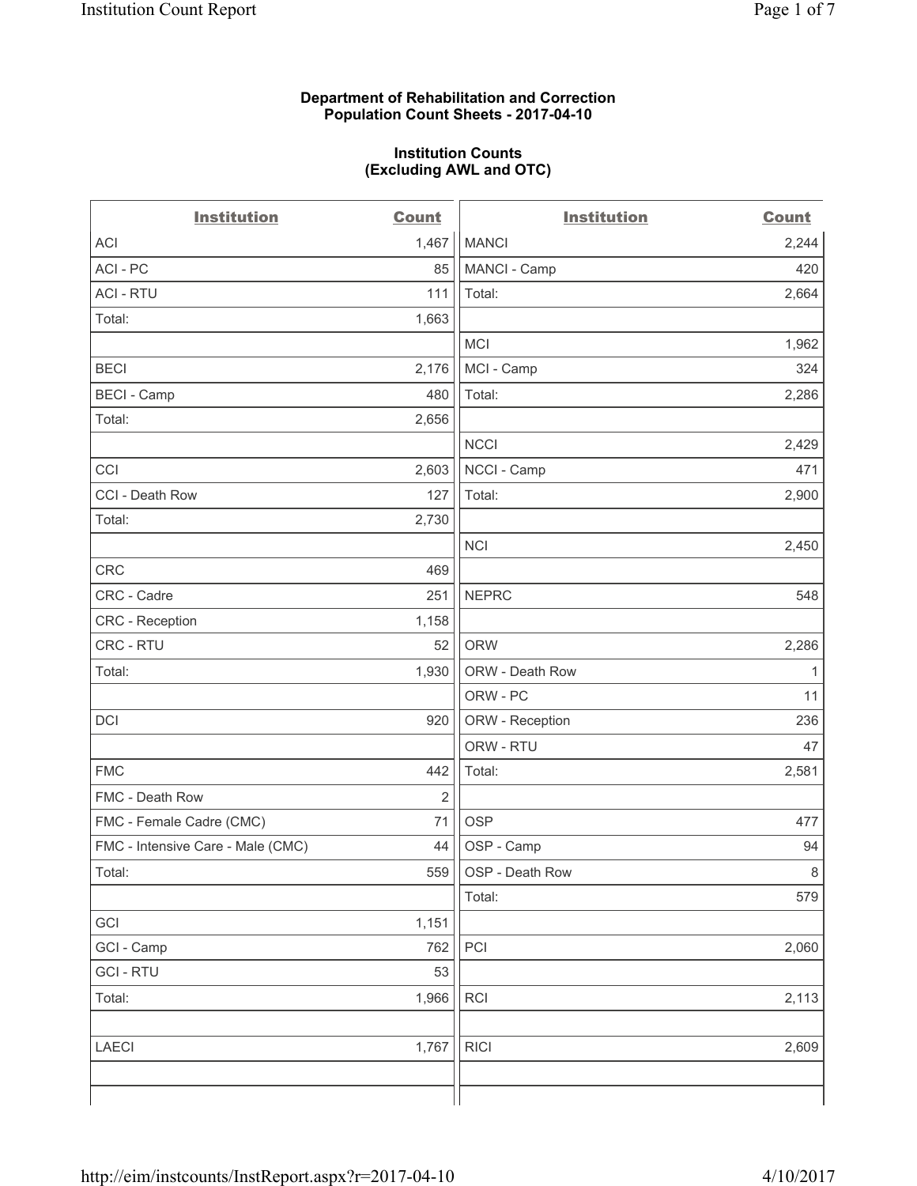**Department of Rehabilitation and Correction**
**Population Count Sheets - 2017-04-10**

**Institution Counts**
**(Excluding AWL and OTC)**

| Institution | Count | Institution | Count |
|---|---|---|---|
| ACI | 1,467 | MANCI | 2,244 |
| ACI - PC | 85 | MANCI - Camp | 420 |
| ACI - RTU | 111 | Total: | 2,664 |
| Total: | 1,663 | | |
| | | MCI | 1,962 |
| BECI | 2,176 | MCI - Camp | 324 |
| BECI - Camp | 480 | Total: | 2,286 |
| Total: | 2,656 | | |
| | | NCCI | 2,429 |
| CCI | 2,603 | NCCI - Camp | 471 |
| CCI - Death Row | 127 | Total: | 2,900 |
| Total: | 2,730 | | |
| | | NCI | 2,450 |
| CRC | 469 | | |
| CRC - Cadre | 251 | NEPRC | 548 |
| CRC - Reception | 1,158 | | |
| CRC - RTU | 52 | ORW | 2,286 |
| Total: | 1,930 | ORW - Death Row | 1 |
| | | ORW - PC | 11 |
| DCI | 920 | ORW - Reception | 236 |
| | | ORW - RTU | 47 |
| FMC | 442 | Total: | 2,581 |
| FMC - Death Row | 2 | | |
| FMC - Female Cadre (CMC) | 71 | OSP | 477 |
| FMC - Intensive Care - Male (CMC) | 44 | OSP - Camp | 94 |
| Total: | 559 | OSP - Death Row | 8 |
| | | Total: | 579 |
| GCI | 1,151 | | |
| GCI - Camp | 762 | PCI | 2,060 |
| GCI - RTU | 53 | | |
| Total: | 1,966 | RCI | 2,113 |
| | | | |
| LAECI | 1,767 | RICI | 2,609 |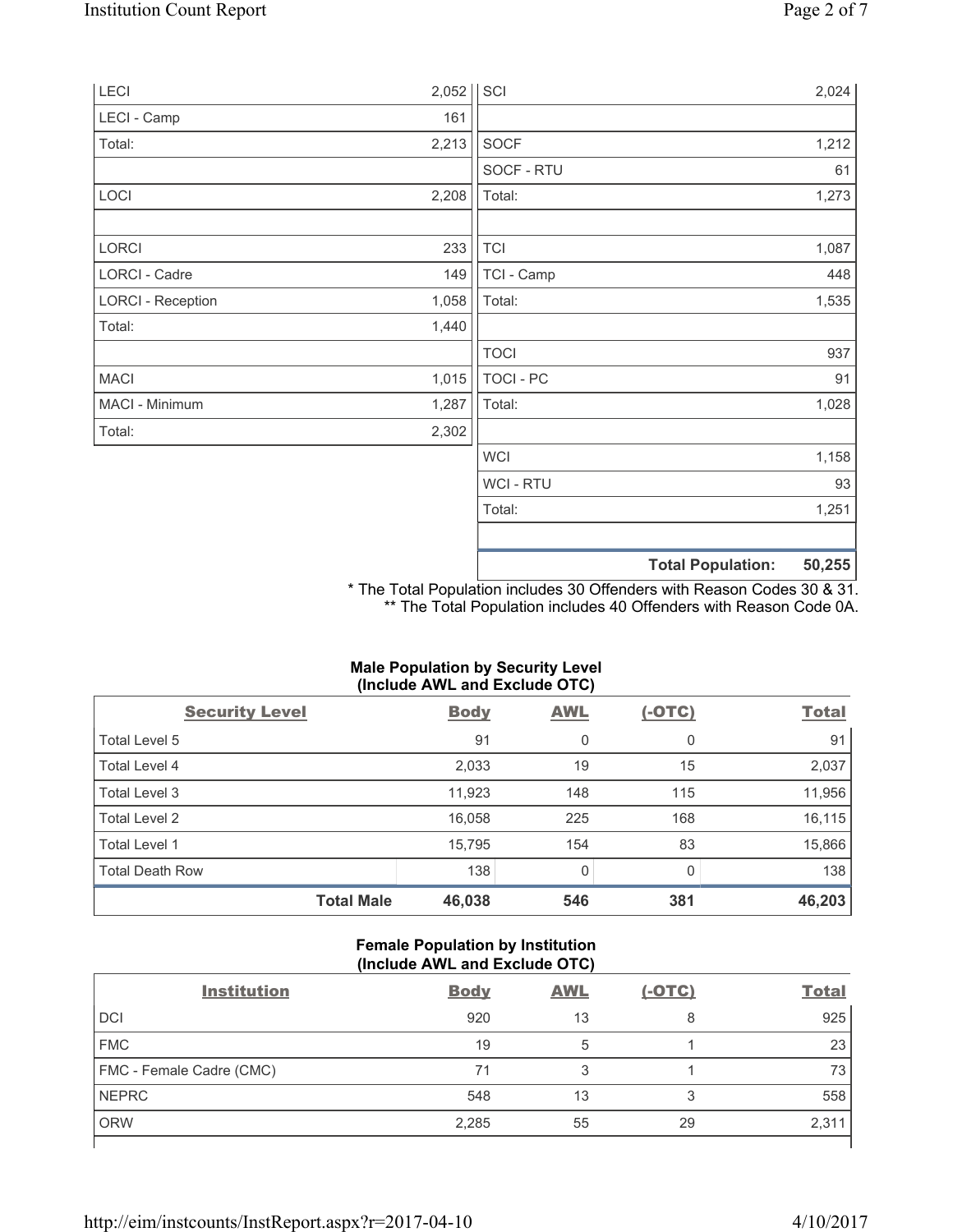| | | | |
|---|---|---|---|
| LECI | 2,052 | SCI | 2,024 |
| LECI - Camp | 161 | | |
| Total: | 2,213 | SOCF | 1,212 |
| | | SOCF - RTU | 61 |
| LOCI | 2,208 | Total: | 1,273 |
| | | | |
| LORCI | 233 | TCI | 1,087 |
| LORCI - Cadre | 149 | TCI - Camp | 448 |
| LORCI - Reception | 1,058 | Total: | 1,535 |
| Total: | 1,440 | | |
| | | TOCI | 937 |
| MACI | 1,015 | TOCI - PC | 91 |
| MACI - Minimum | 1,287 | Total: | 1,028 |
| Total: | 2,302 | | |
| | | WCI | 1,158 |
| | | WCI - RTU | 93 |
| | | Total: | 1,251 |
| | | | |
| | | **Total Population:** | **50,255** |

\* The Total Population includes 30 Offenders with Reason Codes 30 & 31.
\*\* The Total Population includes 40 Offenders with Reason Code 0A.

**Male Population by Security Level (Include AWL and Exclude OTC)**

| Security Level | Body | AWL | (-OTC) | Total |
|---|---|---|---|---|
| Total Level 5 | 91 | 0 | 0 | 91 |
| Total Level 4 | 2,033 | 19 | 15 | 2,037 |
| Total Level 3 | 11,923 | 148 | 115 | 11,956 |
| Total Level 2 | 16,058 | 225 | 168 | 16,115 |
| Total Level 1 | 15,795 | 154 | 83 | 15,866 |
| Total Death Row | 138 | 0 | 0 | 138 |
| **Total Male** | **46,038** | **546** | **381** | **46,203** |

**Female Population by Institution (Include AWL and Exclude OTC)**

| Institution | Body | AWL | (-OTC) | Total |
|---|---|---|---|---|
| DCI | 920 | 13 | 8 | 925 |
| FMC | 19 | 5 | 1 | 23 |
| FMC - Female Cadre (CMC) | 71 | 3 | 1 | 73 |
| NEPRC | 548 | 13 | 3 | 558 |
| ORW | 2,285 | 55 | 29 | 2,311 |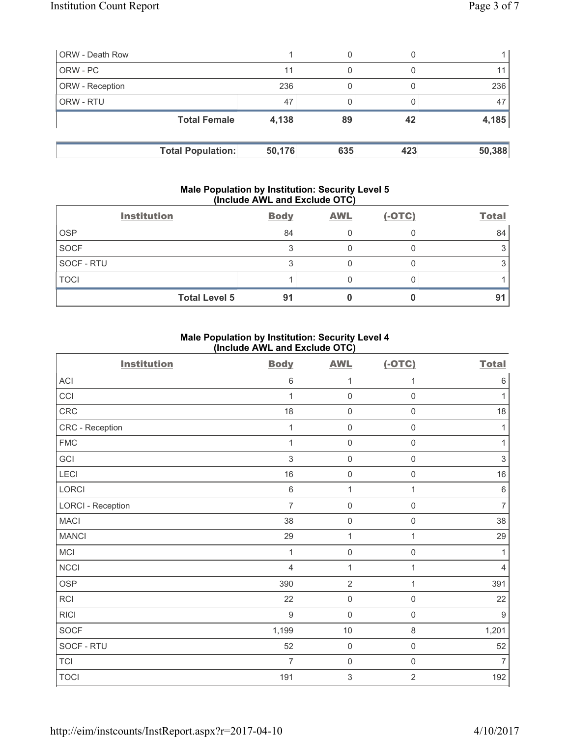| | | | | |
|---|---|---|---|---|
| ORW - Death Row | 1 | 0 | 0 | 1 |
| ORW - PC | 11 | 0 | 0 | 11 |
| ORW - Reception | 236 | 0 | 0 | 236 |
| ORW - RTU | 47 | 0 | 0 | 47 |
| **Total Female** | **4,138** | **89** | **42** | **4,185** |

| | | | | |
|---|---|---|---|---|
| **Total Population:** | **50,176** | **635** | **423** | **50,388** |

**Male Population by Institution: Security Level 5 (Include AWL and Exclude OTC)**

| Institution | Body | AWL | (-OTC) | Total |
|---|---|---|---|---|
| OSP | 84 | 0 | 0 | 84 |
| SOCF | 3 | 0 | 0 | 3 |
| SOCF - RTU | 3 | 0 | 0 | 3 |
| TOCI | 1 | 0 | 0 | 1 |
| **Total Level 5** | **91** | **0** | **0** | **91** |

**Male Population by Institution: Security Level 4 (Include AWL and Exclude OTC)**

| Institution | Body | AWL | (-OTC) | Total |
|---|---|---|---|---|
| ACI | 6 | 1 | 1 | 6 |
| CCI | 1 | 0 | 0 | 1 |
| CRC | 18 | 0 | 0 | 18 |
| CRC - Reception | 1 | 0 | 0 | 1 |
| FMC | 1 | 0 | 0 | 1 |
| GCI | 3 | 0 | 0 | 3 |
| LECI | 16 | 0 | 0 | 16 |
| LORCI | 6 | 1 | 1 | 6 |
| LORCI - Reception | 7 | 0 | 0 | 7 |
| MACI | 38 | 0 | 0 | 38 |
| MANCI | 29 | 1 | 1 | 29 |
| MCI | 1 | 0 | 0 | 1 |
| NCCI | 4 | 1 | 1 | 4 |
| OSP | 390 | 2 | 1 | 391 |
| RCI | 22 | 0 | 0 | 22 |
| RICI | 9 | 0 | 0 | 9 |
| SOCF | 1,199 | 10 | 8 | 1,201 |
| SOCF - RTU | 52 | 0 | 0 | 52 |
| TCI | 7 | 0 | 0 | 7 |
| TOCI | 191 | 3 | 2 | 192 |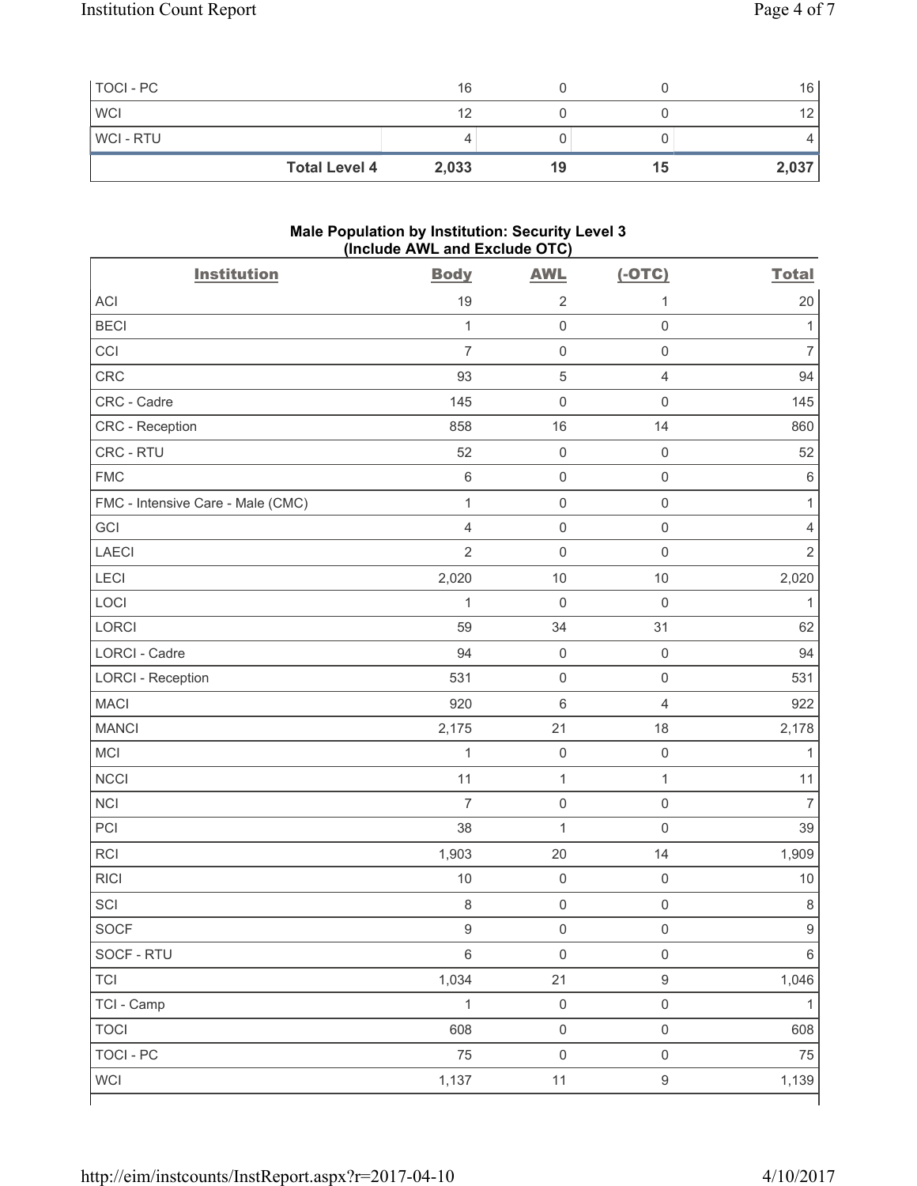| TOCI - PC | 16 | 0 | 0 | 16 |
|---|---|---|---|---|
| WCI | 12 | 0 | 0 | 12 |
| WCI - RTU | 4 | 0 | 0 | 4 |
| **Total Level 4** | **2,033** | **19** | **15** | **2,037** |

**Male Population by Institution: Security Level 3**
**(Include AWL and Exclude OTC)**

| Institution | Body | AWL | (-OTC) | Total |
|---|---|---|---|---|
| ACI | 19 | 2 | 1 | 20 |
| BECI | 1 | 0 | 0 | 1 |
| CCI | 7 | 0 | 0 | 7 |
| CRC | 93 | 5 | 4 | 94 |
| CRC - Cadre | 145 | 0 | 0 | 145 |
| CRC - Reception | 858 | 16 | 14 | 860 |
| CRC - RTU | 52 | 0 | 0 | 52 |
| FMC | 6 | 0 | 0 | 6 |
| FMC - Intensive Care - Male (CMC) | 1 | 0 | 0 | 1 |
| GCI | 4 | 0 | 0 | 4 |
| LAECI | 2 | 0 | 0 | 2 |
| LECI | 2,020 | 10 | 10 | 2,020 |
| LOCI | 1 | 0 | 0 | 1 |
| LORCI | 59 | 34 | 31 | 62 |
| LORCI - Cadre | 94 | 0 | 0 | 94 |
| LORCI - Reception | 531 | 0 | 0 | 531 |
| MACI | 920 | 6 | 4 | 922 |
| MANCI | 2,175 | 21 | 18 | 2,178 |
| MCI | 1 | 0 | 0 | 1 |
| NCCI | 11 | 1 | 1 | 11 |
| NCI | 7 | 0 | 0 | 7 |
| PCI | 38 | 1 | 0 | 39 |
| RCI | 1,903 | 20 | 14 | 1,909 |
| RICI | 10 | 0 | 0 | 10 |
| SCI | 8 | 0 | 0 | 8 |
| SOCF | 9 | 0 | 0 | 9 |
| SOCF - RTU | 6 | 0 | 0 | 6 |
| TCI | 1,034 | 21 | 9 | 1,046 |
| TCI - Camp | 1 | 0 | 0 | 1 |
| TOCI | 608 | 0 | 0 | 608 |
| TOCI - PC | 75 | 0 | 0 | 75 |
| WCI | 1,137 | 11 | 9 | 1,139 |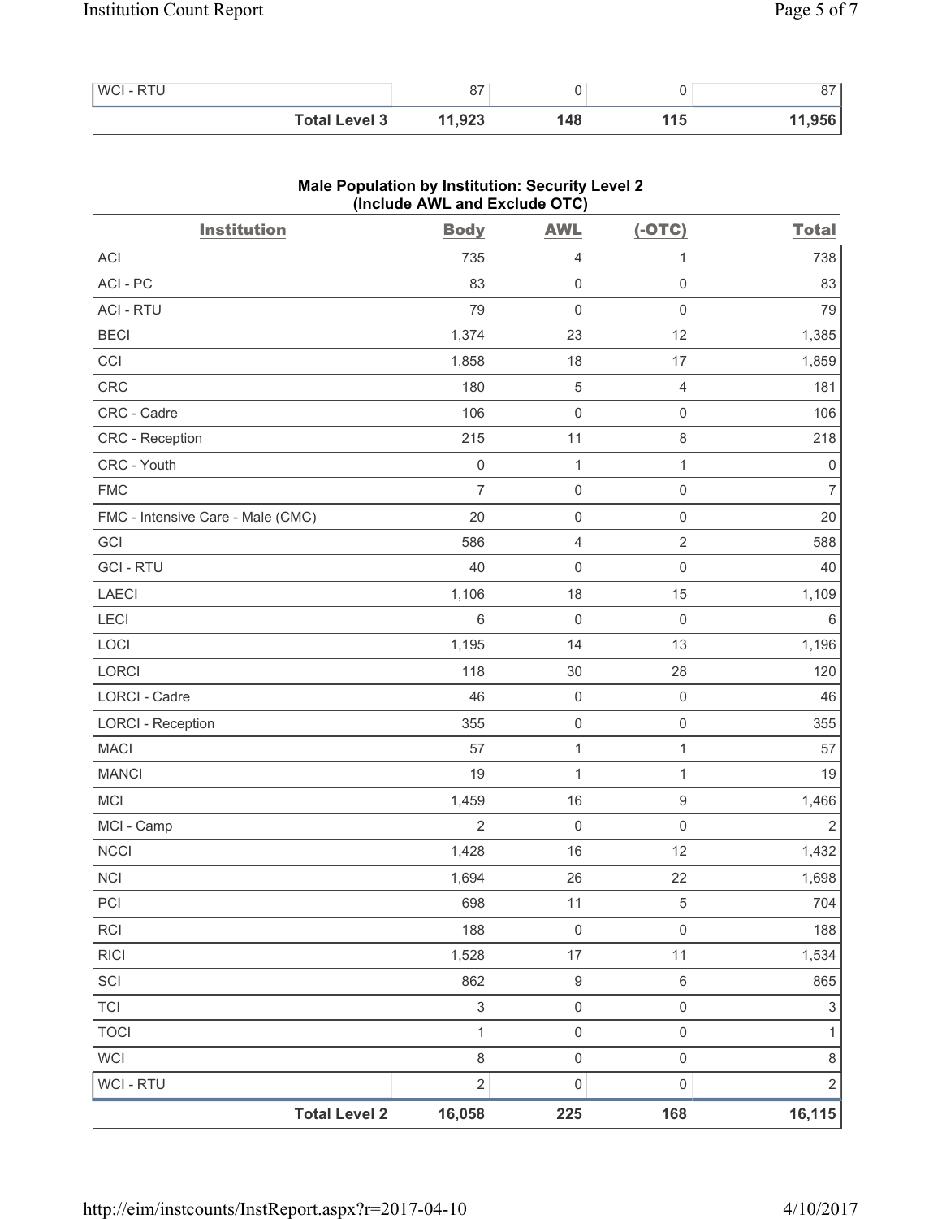| WCI - RTU | 87 | 0 | 0 | 87 |
|---|---|---|---|---|
| **Total Level 3** | **11,923** | **148** | **115** | **11,956** |

**Male Population by Institution: Security Level 2 (Include AWL and Exclude OTC)**

| Institution | Body | AWL | (-OTC) | Total |
|---|---|---|---|---|
| ACI | 735 | 4 | 1 | 738 |
| ACI - PC | 83 | 0 | 0 | 83 |
| ACI - RTU | 79 | 0 | 0 | 79 |
| BECI | 1,374 | 23 | 12 | 1,385 |
| CCI | 1,858 | 18 | 17 | 1,859 |
| CRC | 180 | 5 | 4 | 181 |
| CRC - Cadre | 106 | 0 | 0 | 106 |
| CRC - Reception | 215 | 11 | 8 | 218 |
| CRC - Youth | 0 | 1 | 1 | 0 |
| FMC | 7 | 0 | 0 | 7 |
| FMC - Intensive Care - Male (CMC) | 20 | 0 | 0 | 20 |
| GCI | 586 | 4 | 2 | 588 |
| GCI - RTU | 40 | 0 | 0 | 40 |
| LAECI | 1,106 | 18 | 15 | 1,109 |
| LECI | 6 | 0 | 0 | 6 |
| LOCI | 1,195 | 14 | 13 | 1,196 |
| LORCI | 118 | 30 | 28 | 120 |
| LORCI - Cadre | 46 | 0 | 0 | 46 |
| LORCI - Reception | 355 | 0 | 0 | 355 |
| MACI | 57 | 1 | 1 | 57 |
| MANCI | 19 | 1 | 1 | 19 |
| MCI | 1,459 | 16 | 9 | 1,466 |
| MCI - Camp | 2 | 0 | 0 | 2 |
| NCCI | 1,428 | 16 | 12 | 1,432 |
| NCI | 1,694 | 26 | 22 | 1,698 |
| PCI | 698 | 11 | 5 | 704 |
| RCI | 188 | 0 | 0 | 188 |
| RICI | 1,528 | 17 | 11 | 1,534 |
| SCI | 862 | 9 | 6 | 865 |
| TCI | 3 | 0 | 0 | 3 |
| TOCI | 1 | 0 | 0 | 1 |
| WCI | 8 | 0 | 0 | 8 |
| WCI - RTU | 2 | 0 | 0 | 2 |
| **Total Level 2** | **16,058** | **225** | **168** | **16,115** |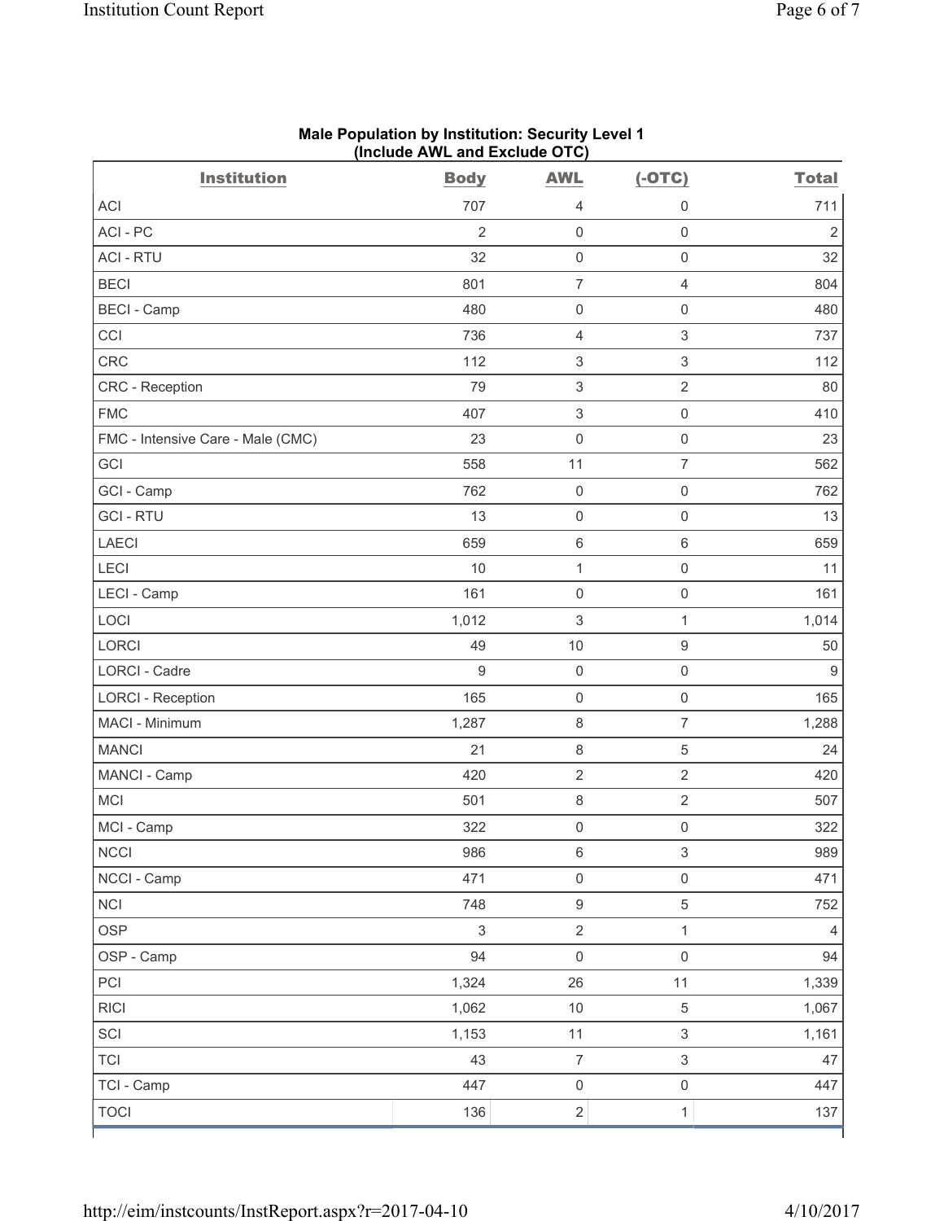**Male Population by Institution: Security Level 1 (Include AWL and Exclude OTC)**

| Institution | Body | AWL | (-OTC) | Total |
|---|---|---|---|---|
| ACI | 707 | 4 | 0 | 711 |
| ACI - PC | 2 | 0 | 0 | 2 |
| ACI - RTU | 32 | 0 | 0 | 32 |
| BECI | 801 | 7 | 4 | 804 |
| BECI - Camp | 480 | 0 | 0 | 480 |
| CCI | 736 | 4 | 3 | 737 |
| CRC | 112 | 3 | 3 | 112 |
| CRC - Reception | 79 | 3 | 2 | 80 |
| FMC | 407 | 3 | 0 | 410 |
| FMC - Intensive Care - Male (CMC) | 23 | 0 | 0 | 23 |
| GCI | 558 | 11 | 7 | 562 |
| GCI - Camp | 762 | 0 | 0 | 762 |
| GCI - RTU | 13 | 0 | 0 | 13 |
| LAECI | 659 | 6 | 6 | 659 |
| LECI | 10 | 1 | 0 | 11 |
| LECI - Camp | 161 | 0 | 0 | 161 |
| LOCI | 1,012 | 3 | 1 | 1,014 |
| LORCI | 49 | 10 | 9 | 50 |
| LORCI - Cadre | 9 | 0 | 0 | 9 |
| LORCI - Reception | 165 | 0 | 0 | 165 |
| MACI - Minimum | 1,287 | 8 | 7 | 1,288 |
| MANCI | 21 | 8 | 5 | 24 |
| MANCI - Camp | 420 | 2 | 2 | 420 |
| MCI | 501 | 8 | 2 | 507 |
| MCI - Camp | 322 | 0 | 0 | 322 |
| NCCI | 986 | 6 | 3 | 989 |
| NCCI - Camp | 471 | 0 | 0 | 471 |
| NCI | 748 | 9 | 5 | 752 |
| OSP | 3 | 2 | 1 | 4 |
| OSP - Camp | 94 | 0 | 0 | 94 |
| PCI | 1,324 | 26 | 11 | 1,339 |
| RICI | 1,062 | 10 | 5 | 1,067 |
| SCI | 1,153 | 11 | 3 | 1,161 |
| TCI | 43 | 7 | 3 | 47 |
| TCI - Camp | 447 | 0 | 0 | 447 |
| TOCI | 136 | 2 | 1 | 137 |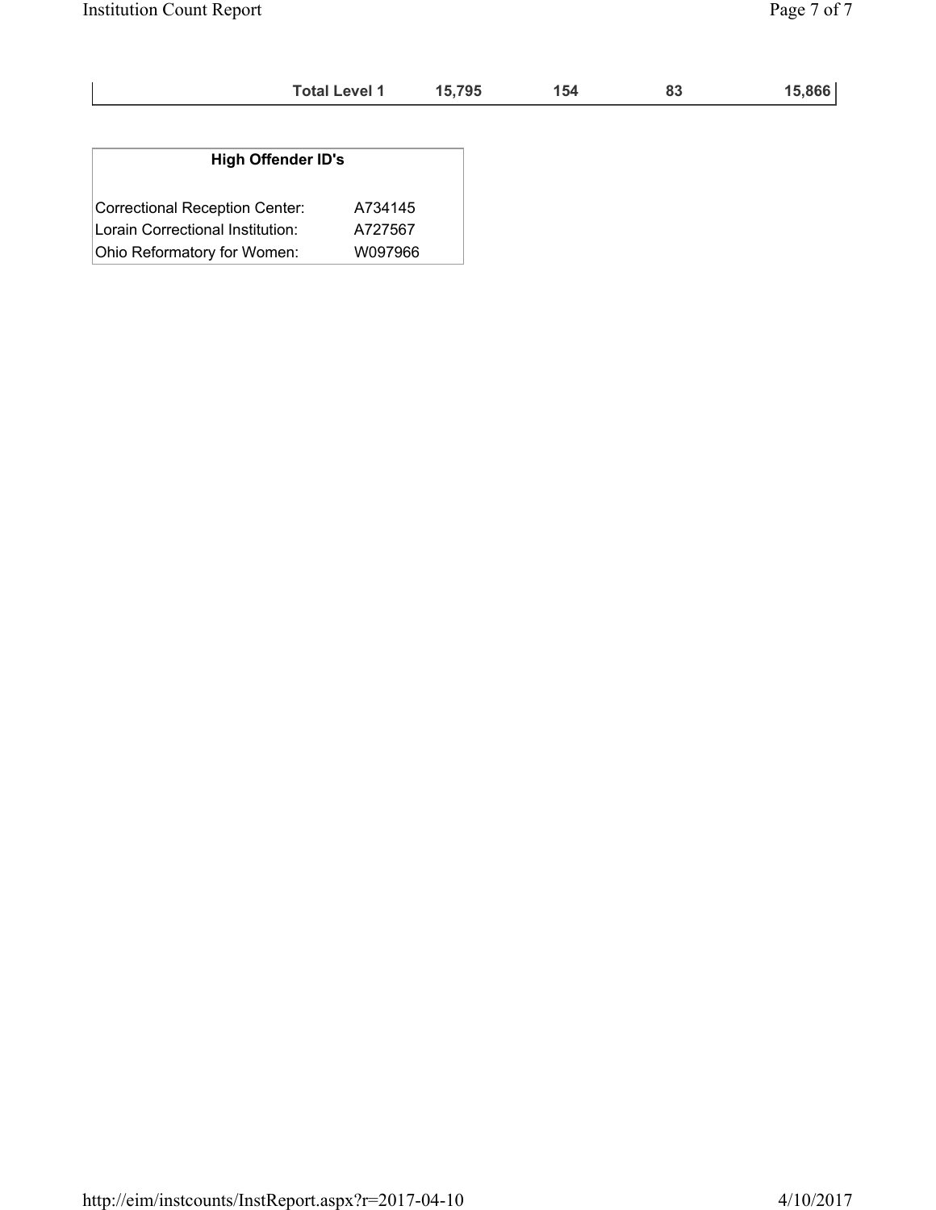| | | | | |
|---|---|---|---|---|
| **Total Level 1** | **15,795** | **154** | **83** | **15,866** |

| **High Offender ID's** | |
|---|---|
| Correctional Reception Center: | A734145 |
| Lorain Correctional Institution: | A727567 |
| Ohio Reformatory for Women: | W097966 |